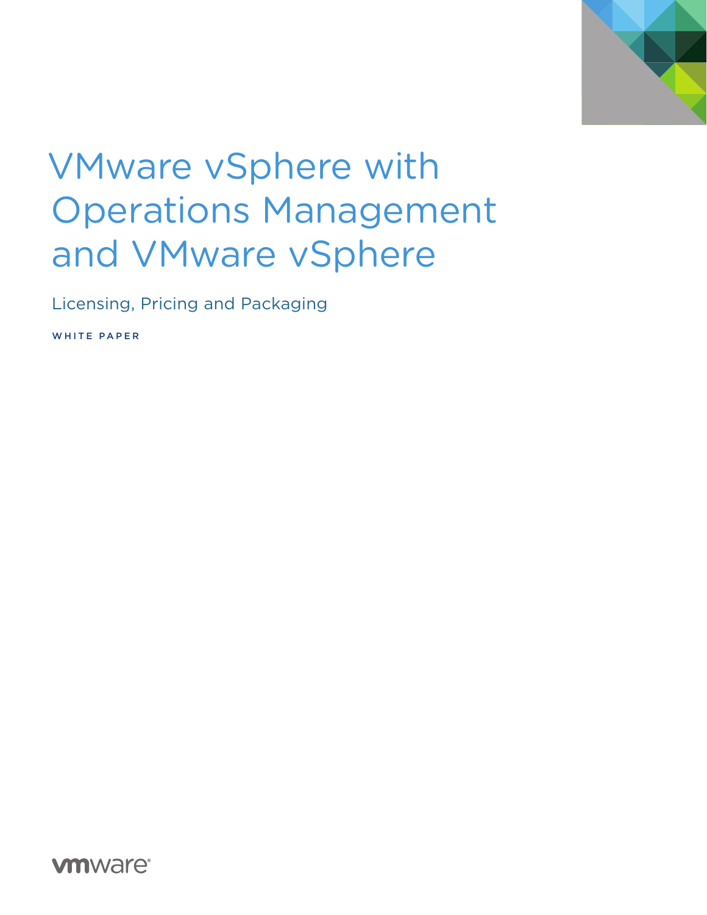# VMware vSphere with Operations Management and VMware vSphere

Licensing, Pricing and Packaging

WHITE PAPER

vmware®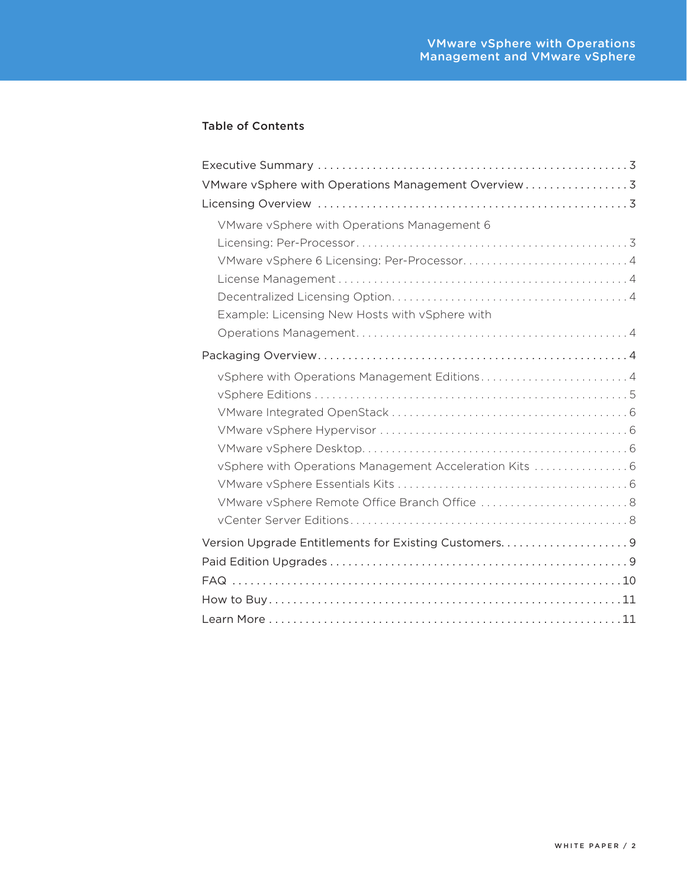## Table of Contents

- Executive Summary 3
- VMware vSphere with Operations Management Overview 3
- Licensing Overview 3
  - VMware vSphere with Operations Management 6 Licensing: Per-Processor 3
  - VMware vSphere 6 Licensing: Per-Processor 4
  - License Management 4
  - Decentralized Licensing Option 4
  - Example: Licensing New Hosts with vSphere with Operations Management 4
- Packaging Overview 4
  - vSphere with Operations Management Editions 4
  - vSphere Editions 5
  - VMware Integrated OpenStack 6
  - VMware vSphere Hypervisor 6
  - VMware vSphere Desktop 6
  - vSphere with Operations Management Acceleration Kits 6
  - VMware vSphere Essentials Kits 6
  - VMware vSphere Remote Office Branch Office 8
  - vCenter Server Editions 8
- Version Upgrade Entitlements for Existing Customers 9
- Paid Edition Upgrades 9
- FAQ 10
- How to Buy 11
- Learn More 11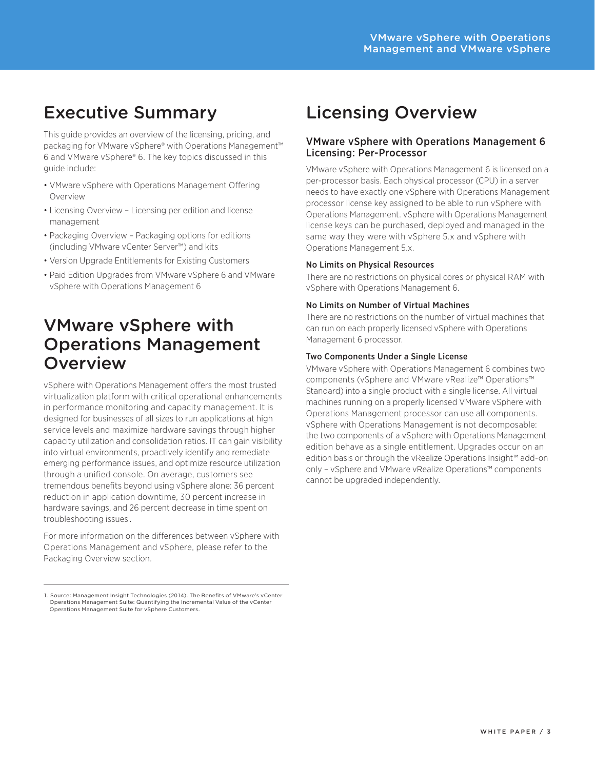# Executive Summary

This guide provides an overview of the licensing, pricing, and packaging for VMware vSphere® with Operations Management™ 6 and VMware vSphere® 6. The key topics discussed in this guide include:

- VMware vSphere with Operations Management Offering Overview
- Licensing Overview – Licensing per edition and license management
- Packaging Overview – Packaging options for editions (including VMware vCenter Server™) and kits
- Version Upgrade Entitlements for Existing Customers
- Paid Edition Upgrades from VMware vSphere 6 and VMware vSphere with Operations Management 6

# VMware vSphere with Operations Management Overview

vSphere with Operations Management offers the most trusted virtualization platform with critical operational enhancements in performance monitoring and capacity management. It is designed for businesses of all sizes to run applications at high service levels and maximize hardware savings through higher capacity utilization and consolidation ratios. IT can gain visibility into virtual environments, proactively identify and remediate emerging performance issues, and optimize resource utilization through a unified console. On average, customers see tremendous benefits beyond using vSphere alone: 36 percent reduction in application downtime, 30 percent increase in hardware savings, and 26 percent decrease in time spent on troubleshooting issues[1].

For more information on the differences between vSphere with Operations Management and vSphere, please refer to the Packaging Overview section.

1. Source: Management Insight Technologies (2014). The Benefits of VMware's vCenter Operations Management Suite: Quantifying the Incremental Value of the vCenter Operations Management Suite for vSphere Customers.

# Licensing Overview

## VMware vSphere with Operations Management 6 Licensing: Per-Processor

VMware vSphere with Operations Management 6 is licensed on a per-processor basis. Each physical processor (CPU) in a server needs to have exactly one vSphere with Operations Management processor license key assigned to be able to run vSphere with Operations Management. vSphere with Operations Management license keys can be purchased, deployed and managed in the same way they were with vSphere 5.x and vSphere with Operations Management 5.x.

### No Limits on Physical Resources

There are no restrictions on physical cores or physical RAM with vSphere with Operations Management 6.

### No Limits on Number of Virtual Machines

There are no restrictions on the number of virtual machines that can run on each properly licensed vSphere with Operations Management 6 processor.

### Two Components Under a Single License

VMware vSphere with Operations Management 6 combines two components (vSphere and VMware vRealize™ Operations™ Standard) into a single product with a single license. All virtual machines running on a properly licensed VMware vSphere with Operations Management processor can use all components. vSphere with Operations Management is not decomposable: the two components of a vSphere with Operations Management edition behave as a single entitlement. Upgrades occur on an edition basis or through the vRealize Operations Insight™ add-on only – vSphere and VMware vRealize Operations™ components cannot be upgraded independently.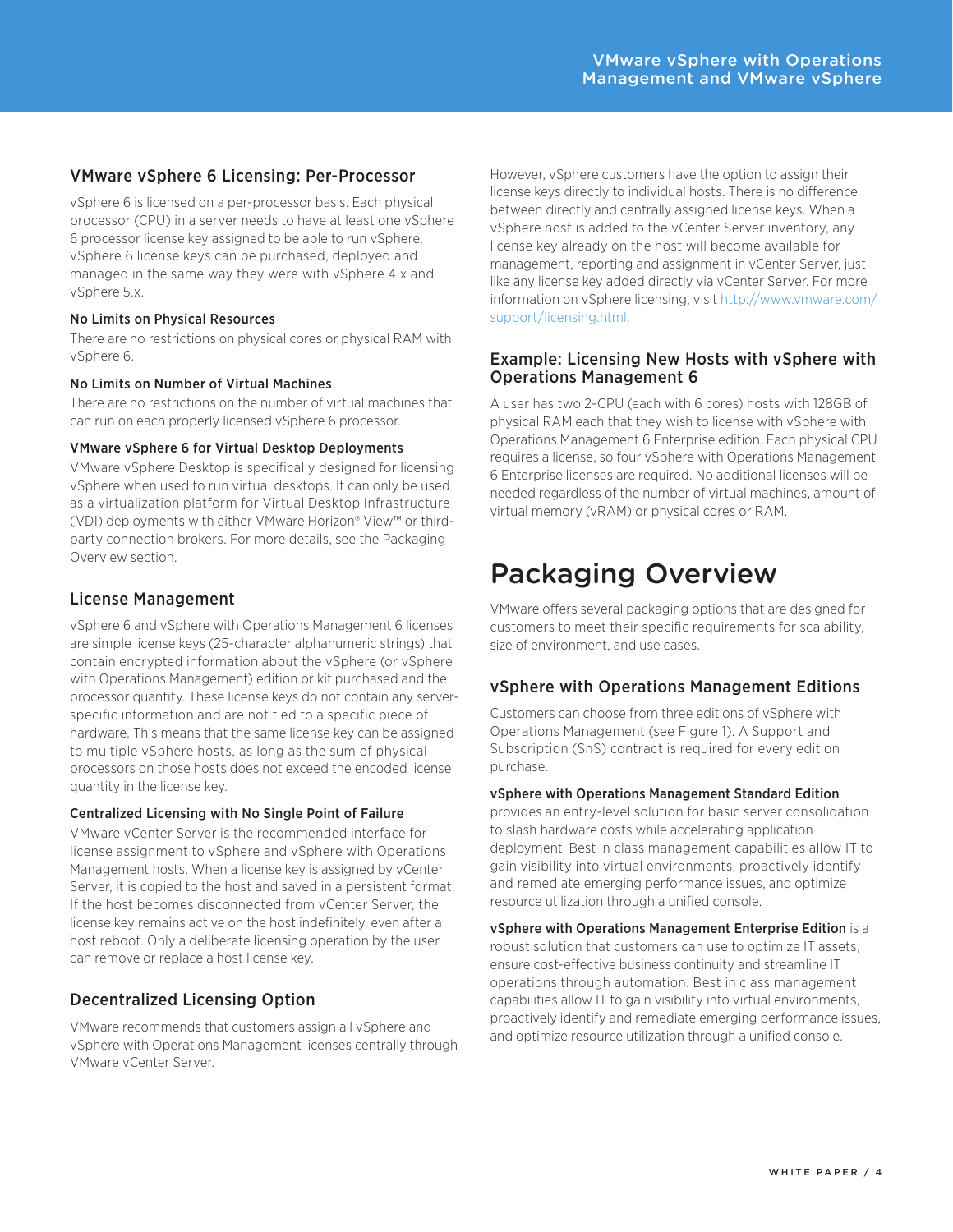## VMware vSphere 6 Licensing: Per-Processor

vSphere 6 is licensed on a per-processor basis. Each physical processor (CPU) in a server needs to have at least one vSphere 6 processor license key assigned to be able to run vSphere. vSphere 6 license keys can be purchased, deployed and managed in the same way they were with vSphere 4.x and vSphere 5.x.

#### No Limits on Physical Resources

There are no restrictions on physical cores or physical RAM with vSphere 6.

#### No Limits on Number of Virtual Machines

There are no restrictions on the number of virtual machines that can run on each properly licensed vSphere 6 processor.

#### VMware vSphere 6 for Virtual Desktop Deployments

VMware vSphere Desktop is specifically designed for licensing vSphere when used to run virtual desktops. It can only be used as a virtualization platform for Virtual Desktop Infrastructure (VDI) deployments with either VMware Horizon® View™ or third-party connection brokers. For more details, see the Packaging Overview section.

## License Management

vSphere 6 and vSphere with Operations Management 6 licenses are simple license keys (25-character alphanumeric strings) that contain encrypted information about the vSphere (or vSphere with Operations Management) edition or kit purchased and the processor quantity. These license keys do not contain any server-specific information and are not tied to a specific piece of hardware. This means that the same license key can be assigned to multiple vSphere hosts, as long as the sum of physical processors on those hosts does not exceed the encoded license quantity in the license key.

#### Centralized Licensing with No Single Point of Failure

VMware vCenter Server is the recommended interface for license assignment to vSphere and vSphere with Operations Management hosts. When a license key is assigned by vCenter Server, it is copied to the host and saved in a persistent format. If the host becomes disconnected from vCenter Server, the license key remains active on the host indefinitely, even after a host reboot. Only a deliberate licensing operation by the user can remove or replace a host license key.

## Decentralized Licensing Option

VMware recommends that customers assign all vSphere and vSphere with Operations Management licenses centrally through VMware vCenter Server.

However, vSphere customers have the option to assign their license keys directly to individual hosts. There is no difference between directly and centrally assigned license keys. When a vSphere host is added to the vCenter Server inventory, any license key already on the host will become available for management, reporting and assignment in vCenter Server, just like any license key added directly via vCenter Server. For more information on vSphere licensing, visit http://www.vmware.com/support/licensing.html.

## Example: Licensing New Hosts with vSphere with Operations Management 6

A user has two 2-CPU (each with 6 cores) hosts with 128GB of physical RAM each that they wish to license with vSphere with Operations Management 6 Enterprise edition. Each physical CPU requires a license, so four vSphere with Operations Management 6 Enterprise licenses are required. No additional licenses will be needed regardless of the number of virtual machines, amount of virtual memory (vRAM) or physical cores or RAM.

# Packaging Overview

VMware offers several packaging options that are designed for customers to meet their specific requirements for scalability, size of environment, and use cases.

## vSphere with Operations Management Editions

Customers can choose from three editions of vSphere with Operations Management (see Figure 1). A Support and Subscription (SnS) contract is required for every edition purchase.

**vSphere with Operations Management Standard Edition** provides an entry-level solution for basic server consolidation to slash hardware costs while accelerating application deployment. Best in class management capabilities allow IT to gain visibility into virtual environments, proactively identify and remediate emerging performance issues, and optimize resource utilization through a unified console.

**vSphere with Operations Management Enterprise Edition** is a robust solution that customers can use to optimize IT assets, ensure cost-effective business continuity and streamline IT operations through automation. Best in class management capabilities allow IT to gain visibility into virtual environments, proactively identify and remediate emerging performance issues, and optimize resource utilization through a unified console.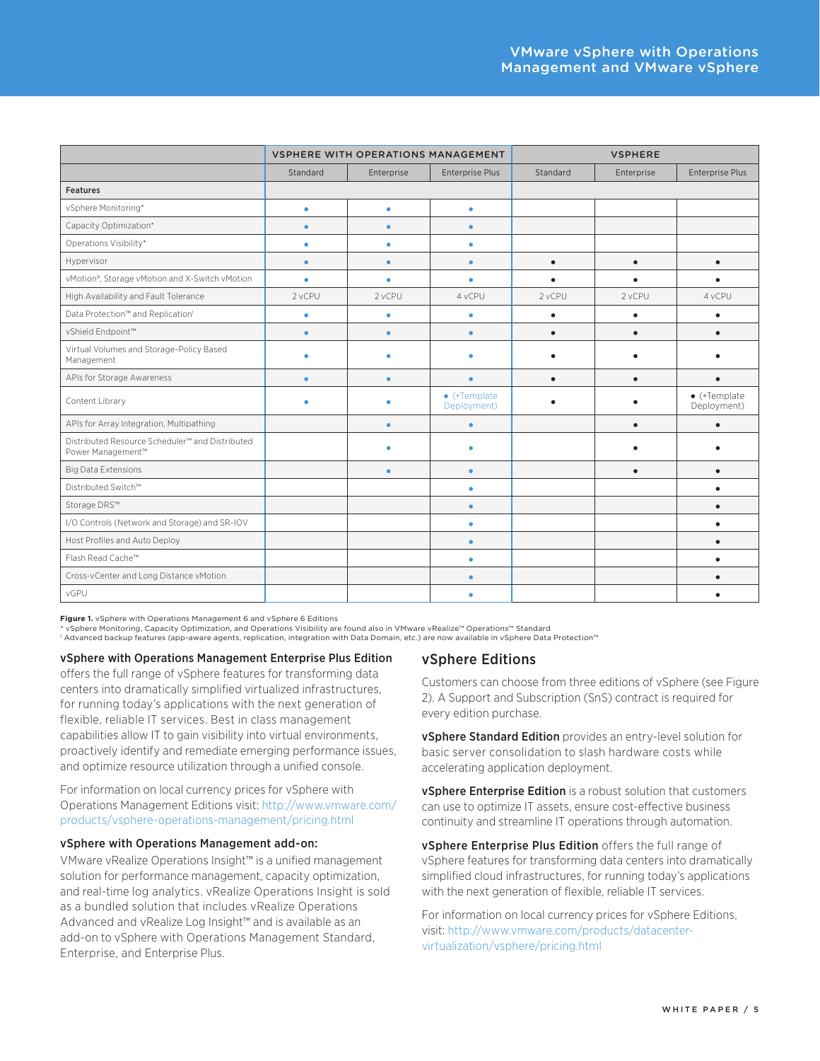| | VSPHERE WITH OPERATIONS MANAGEMENT | | | VSPHERE | | |
|---|---|---|---|---|---|---|
| | Standard | Enterprise | Enterprise Plus | Standard | Enterprise | Enterprise Plus |
| **Features** | | | | | | |
| vSphere Monitoring* | • | • | • | | | |
| Capacity Optimization* | • | • | • | | | |
| Operations Visibility* | • | • | • | | | |
| Hypervisor | • | • | • | • | • | • |
| vMotion®, Storage vMotion and X-Switch vMotion | • | • | • | • | • | • |
| High Availability and Fault Tolerance | 2 vCPU | 2 vCPU | 4 vCPU | 2 vCPU | 2 vCPU | 4 vCPU |
| Data Protection™ and Replication¹ | • | • | • | • | • | • |
| vShield Endpoint™ | • | • | • | • | • | • |
| Virtual Volumes and Storage-Policy Based Management | • | • | • | • | • | • |
| APIs for Storage Awareness | • | • | • | • | • | • |
| Content Library | • | • | • (+Template Deployment) | • | • | • (+Template Deployment) |
| APIs for Array Integration, Multipathing | | • | • | | • | • |
| Distributed Resource Scheduler™ and Distributed Power Management™ | | • | • | | • | • |
| Big Data Extensions | | • | • | | • | • |
| Distributed Switch™ | | | • | | | • |
| Storage DRS™ | | | • | | | • |
| I/O Controls (Network and Storage) and SR-IOV | | | • | | | • |
| Host Profiles and Auto Deploy | | | • | | | • |
| Flash Read Cache™ | | | • | | | • |
| Cross-vCenter and Long Distance vMotion | | | • | | | • |
| vGPU | | | • | | | • |

**Figure 1.** vSphere with Operations Management 6 and vSphere 6 Editions

* vSphere Monitoring, Capacity Optimization, and Operations Visibility are found also in VMware vRealize™ Operations™ Standard

¹ Advanced backup features (app-aware agents, replication, integration with Data Domain, etc.) are now available in vSphere Data Protection™

**vSphere with Operations Management Enterprise Plus Edition** offers the full range of vSphere features for transforming data centers into dramatically simplified virtualized infrastructures, for running today's applications with the next generation of flexible, reliable IT services. Best in class management capabilities allow IT to gain visibility into virtual environments, proactively identify and remediate emerging performance issues, and optimize resource utilization through a unified console.

For information on local currency prices for vSphere with Operations Management Editions visit: http://www.vmware.com/products/vsphere-operations-management/pricing.html

**vSphere with Operations Management add-on:**

VMware vRealize Operations Insight™ is a unified management solution for performance management, capacity optimization, and real-time log analytics. vRealize Operations Insight is sold as a bundled solution that includes vRealize Operations Advanced and vRealize Log Insight™ and is available as an add-on to vSphere with Operations Management Standard, Enterprise, and Enterprise Plus.

## vSphere Editions

Customers can choose from three editions of vSphere (see Figure 2). A Support and Subscription (SnS) contract is required for every edition purchase.

**vSphere Standard Edition** provides an entry-level solution for basic server consolidation to slash hardware costs while accelerating application deployment.

**vSphere Enterprise Edition** is a robust solution that customers can use to optimize IT assets, ensure cost-effective business continuity and streamline IT operations through automation.

**vSphere Enterprise Plus Edition** offers the full range of vSphere features for transforming data centers into dramatically simplified cloud infrastructures, for running today's applications with the next generation of flexible, reliable IT services.

For information on local currency prices for vSphere Editions, visit: http://www.vmware.com/products/datacenter-virtualization/vsphere/pricing.html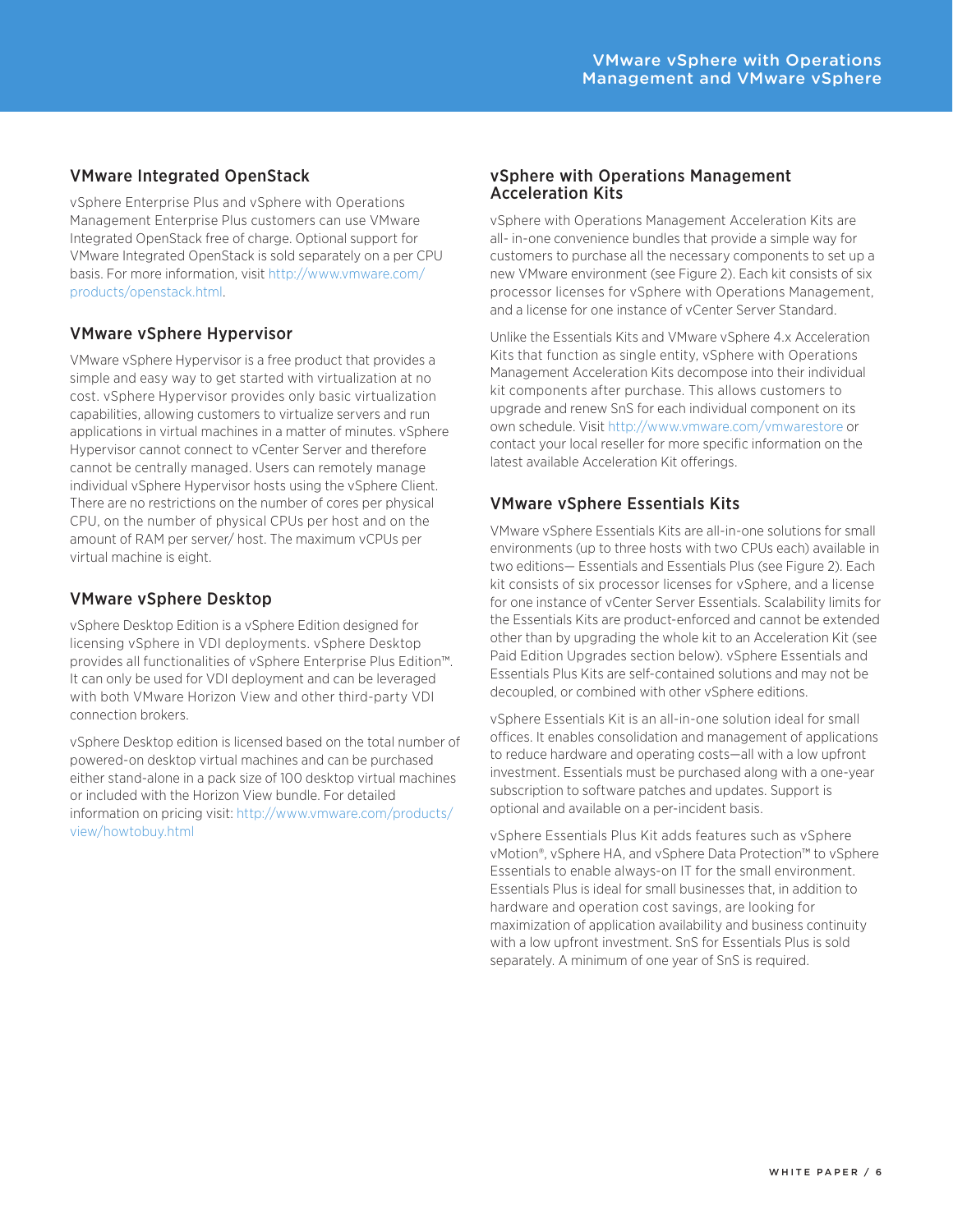## VMware Integrated OpenStack

vSphere Enterprise Plus and vSphere with Operations Management Enterprise Plus customers can use VMware Integrated OpenStack free of charge. Optional support for VMware Integrated OpenStack is sold separately on a per CPU basis. For more information, visit http://www.vmware.com/products/openstack.html.

## VMware vSphere Hypervisor

VMware vSphere Hypervisor is a free product that provides a simple and easy way to get started with virtualization at no cost. vSphere Hypervisor provides only basic virtualization capabilities, allowing customers to virtualize servers and run applications in virtual machines in a matter of minutes. vSphere Hypervisor cannot connect to vCenter Server and therefore cannot be centrally managed. Users can remotely manage individual vSphere Hypervisor hosts using the vSphere Client. There are no restrictions on the number of cores per physical CPU, on the number of physical CPUs per host and on the amount of RAM per server/ host. The maximum vCPUs per virtual machine is eight.

## VMware vSphere Desktop

vSphere Desktop Edition is a vSphere Edition designed for licensing vSphere in VDI deployments. vSphere Desktop provides all functionalities of vSphere Enterprise Plus Edition™. It can only be used for VDI deployment and can be leveraged with both VMware Horizon View and other third-party VDI connection brokers.

vSphere Desktop edition is licensed based on the total number of powered-on desktop virtual machines and can be purchased either stand-alone in a pack size of 100 desktop virtual machines or included with the Horizon View bundle. For detailed information on pricing visit: http://www.vmware.com/products/view/howtobuy.html

## vSphere with Operations Management Acceleration Kits

vSphere with Operations Management Acceleration Kits are all- in-one convenience bundles that provide a simple way for customers to purchase all the necessary components to set up a new VMware environment (see Figure 2). Each kit consists of six processor licenses for vSphere with Operations Management, and a license for one instance of vCenter Server Standard.

Unlike the Essentials Kits and VMware vSphere 4.x Acceleration Kits that function as single entity, vSphere with Operations Management Acceleration Kits decompose into their individual kit components after purchase. This allows customers to upgrade and renew SnS for each individual component on its own schedule. Visit http://www.vmware.com/vmwarestore or contact your local reseller for more specific information on the latest available Acceleration Kit offerings.

## VMware vSphere Essentials Kits

VMware vSphere Essentials Kits are all-in-one solutions for small environments (up to three hosts with two CPUs each) available in two editions— Essentials and Essentials Plus (see Figure 2). Each kit consists of six processor licenses for vSphere, and a license for one instance of vCenter Server Essentials. Scalability limits for the Essentials Kits are product-enforced and cannot be extended other than by upgrading the whole kit to an Acceleration Kit (see Paid Edition Upgrades section below). vSphere Essentials and Essentials Plus Kits are self-contained solutions and may not be decoupled, or combined with other vSphere editions.

vSphere Essentials Kit is an all-in-one solution ideal for small offices. It enables consolidation and management of applications to reduce hardware and operating costs—all with a low upfront investment. Essentials must be purchased along with a one-year subscription to software patches and updates. Support is optional and available on a per-incident basis.

vSphere Essentials Plus Kit adds features such as vSphere vMotion®, vSphere HA, and vSphere Data Protection™ to vSphere Essentials to enable always-on IT for the small environment. Essentials Plus is ideal for small businesses that, in addition to hardware and operation cost savings, are looking for maximization of application availability and business continuity with a low upfront investment. SnS for Essentials Plus is sold separately. A minimum of one year of SnS is required.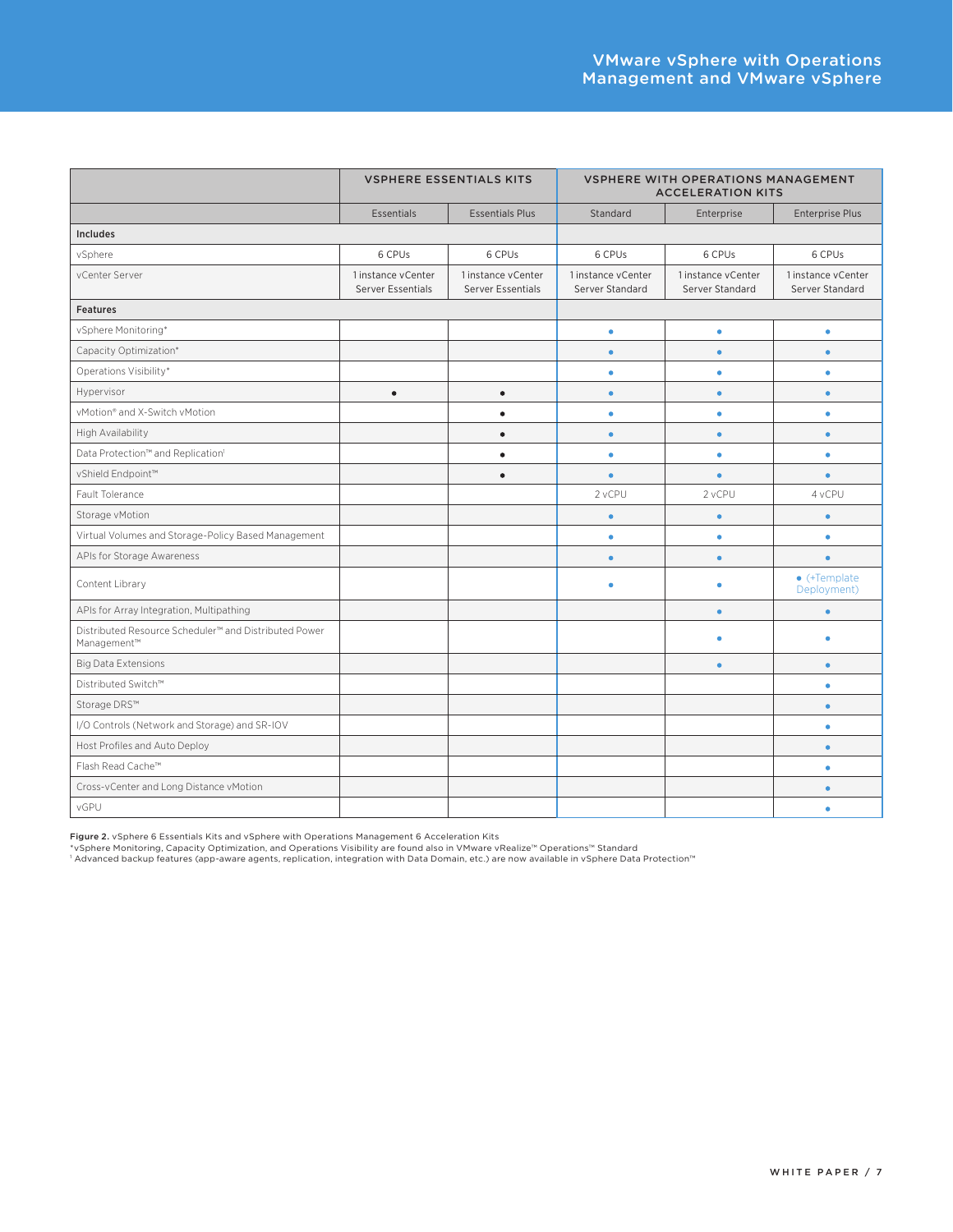| | VSPHERE ESSENTIALS KITS | | VSPHERE WITH OPERATIONS MANAGEMENT ACCELERATION KITS | | |
|---|---|---|---|---|---|
| | Essentials | Essentials Plus | Standard | Enterprise | Enterprise Plus |
| **Includes** | | | | | |
| vSphere | 6 CPUs | 6 CPUs | 6 CPUs | 6 CPUs | 6 CPUs |
| vCenter Server | 1 instance vCenter Server Essentials | 1 instance vCenter Server Essentials | 1 instance vCenter Server Standard | 1 instance vCenter Server Standard | 1 instance vCenter Server Standard |
| **Features** | | | | | |
| vSphere Monitoring* | | | • | • | • |
| Capacity Optimization* | | | • | • | • |
| Operations Visibility* | | | • | • | • |
| Hypervisor | • | • | • | • | • |
| vMotion® and X-Switch vMotion | | • | • | • | • |
| High Availability | | • | • | • | • |
| Data Protection™ and Replication[1] | | • | • | • | • |
| vShield Endpoint™ | | • | • | • | • |
| Fault Tolerance | | | 2 vCPU | 2 vCPU | 4 vCPU |
| Storage vMotion | | | • | • | • |
| Virtual Volumes and Storage-Policy Based Management | | | • | • | • |
| APIs for Storage Awareness | | | • | • | • |
| Content Library | | | • | • | • (+Template Deployment) |
| APIs for Array Integration, Multipathing | | | | • | • |
| Distributed Resource Scheduler™ and Distributed Power Management™ | | | | • | • |
| Big Data Extensions | | | | • | • |
| Distributed Switch™ | | | | | • |
| Storage DRS™ | | | | | • |
| I/O Controls (Network and Storage) and SR-IOV | | | | | • |
| Host Profiles and Auto Deploy | | | | | • |
| Flash Read Cache™ | | | | | • |
| Cross-vCenter and Long Distance vMotion | | | | | • |
| vGPU | | | | | • |

**Figure 2.** vSphere 6 Essentials Kits and vSphere with Operations Management 6 Acceleration Kits
*vSphere Monitoring, Capacity Optimization, and Operations Visibility are found also in VMware vRealize™ Operations™ Standard
[1] Advanced backup features (app-aware agents, replication, integration with Data Domain, etc.) are now available in vSphere Data Protection™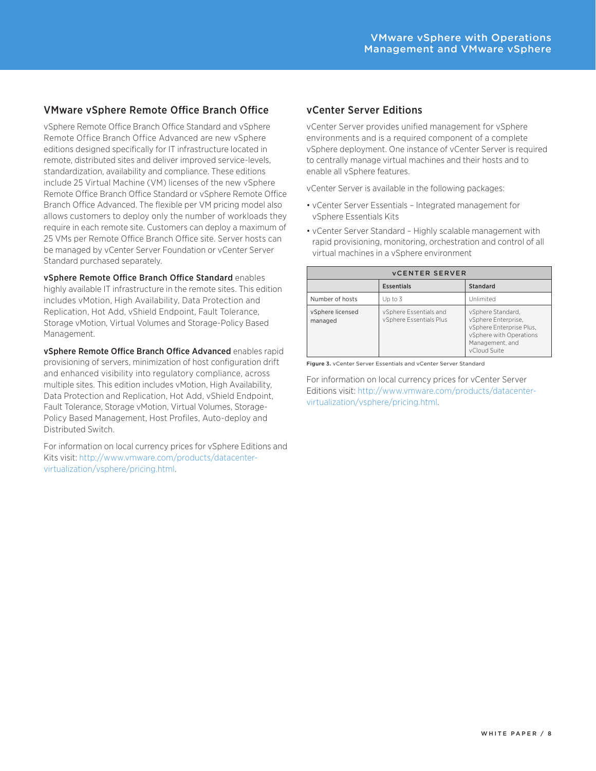## VMware vSphere Remote Office Branch Office

vSphere Remote Office Branch Office Standard and vSphere Remote Office Branch Office Advanced are new vSphere editions designed specifically for IT infrastructure located in remote, distributed sites and deliver improved service-levels, standardization, availability and compliance. These editions include 25 Virtual Machine (VM) licenses of the new vSphere Remote Office Branch Office Standard or vSphere Remote Office Branch Office Advanced. The flexible per VM pricing model also allows customers to deploy only the number of workloads they require in each remote site. Customers can deploy a maximum of 25 VMs per Remote Office Branch Office site. Server hosts can be managed by vCenter Server Foundation or vCenter Server Standard purchased separately.

**vSphere Remote Office Branch Office Standard** enables highly available IT infrastructure in the remote sites. This edition includes vMotion, High Availability, Data Protection and Replication, Hot Add, vShield Endpoint, Fault Tolerance, Storage vMotion, Virtual Volumes and Storage-Policy Based Management.

**vSphere Remote Office Branch Office Advanced** enables rapid provisioning of servers, minimization of host configuration drift and enhanced visibility into regulatory compliance, across multiple sites. This edition includes vMotion, High Availability, Data Protection and Replication, Hot Add, vShield Endpoint, Fault Tolerance, Storage vMotion, Virtual Volumes, Storage-Policy Based Management, Host Profiles, Auto-deploy and Distributed Switch.

For information on local currency prices for vSphere Editions and Kits visit: http://www.vmware.com/products/datacenter-virtualization/vsphere/pricing.html.

## vCenter Server Editions

vCenter Server provides unified management for vSphere environments and is a required component of a complete vSphere deployment. One instance of vCenter Server is required to centrally manage virtual machines and their hosts and to enable all vSphere features.

vCenter Server is available in the following packages:

- vCenter Server Essentials – Integrated management for vSphere Essentials Kits
- vCenter Server Standard – Highly scalable management with rapid provisioning, monitoring, orchestration and control of all virtual machines in a vSphere environment

| vCENTER SERVER | | |
|---|---|---|
| | **Essentials** | **Standard** |
| Number of hosts | Up to 3 | Unlimited |
| vSphere licensed managed | vSphere Essentials and vSphere Essentials Plus | vSphere Standard, vSphere Enterprise, vSphere Enterprise Plus, vSphere with Operations Management, and vCloud Suite |

**Figure 3.** vCenter Server Essentials and vCenter Server Standard

For information on local currency prices for vCenter Server Editions visit: http://www.vmware.com/products/datacenter-virtualization/vsphere/pricing.html.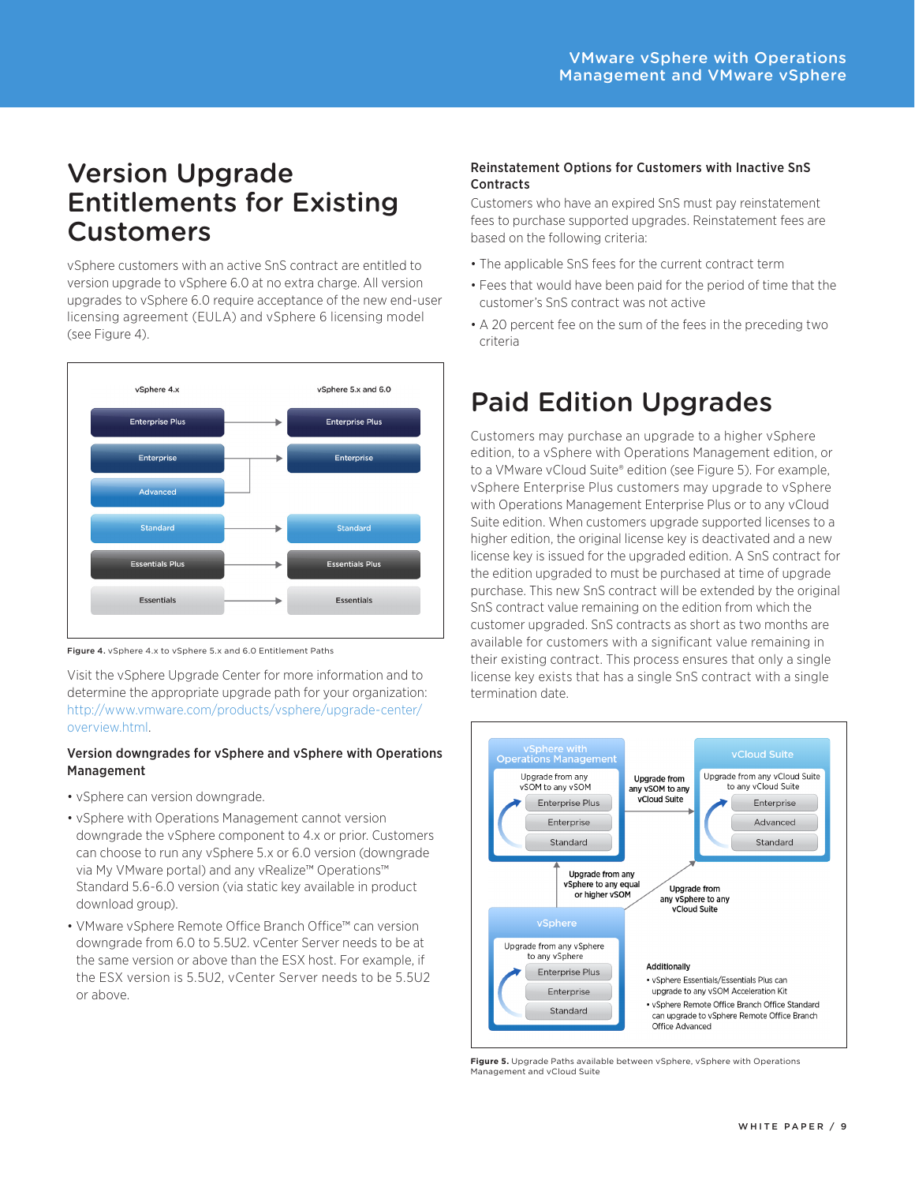# Version Upgrade Entitlements for Existing Customers

vSphere customers with an active SnS contract are entitled to version upgrade to vSphere 6.0 at no extra charge. All version upgrades to vSphere 6.0 require acceptance of the new end-user licensing agreement (EULA) and vSphere 6 licensing model (see Figure 4).

| vSphere 4.x | | vSphere 5.x and 6.0 |
|---|---|---|
| Enterprise Plus | → | Enterprise Plus |
| Enterprise | → | Enterprise |
| Advanced | → | Enterprise |
| Standard | → | Standard |
| Essentials Plus | → | Essentials Plus |
| Essentials | → | Essentials |

**Figure 4.** vSphere 4.x to vSphere 5.x and 6.0 Entitlement Paths

Visit the vSphere Upgrade Center for more information and to determine the appropriate upgrade path for your organization: http://www.vmware.com/products/vsphere/upgrade-center/overview.html.

### Version downgrades for vSphere and vSphere with Operations Management

- vSphere can version downgrade.
- vSphere with Operations Management cannot version downgrade the vSphere component to 4.x or prior. Customers can choose to run any vSphere 5.x or 6.0 version (downgrade via My VMware portal) and any vRealize™ Operations™ Standard 5.6-6.0 version (via static key available in product download group).
- VMware vSphere Remote Office Branch Office™ can version downgrade from 6.0 to 5.5U2. vCenter Server needs to be at the same version or above than the ESX host. For example, if the ESX version is 5.5U2, vCenter Server needs to be 5.5U2 or above.

### Reinstatement Options for Customers with Inactive SnS Contracts

Customers who have an expired SnS must pay reinstatement fees to purchase supported upgrades. Reinstatement fees are based on the following criteria:

- The applicable SnS fees for the current contract term
- Fees that would have been paid for the period of time that the customer's SnS contract was not active
- A 20 percent fee on the sum of the fees in the preceding two criteria

# Paid Edition Upgrades

Customers may purchase an upgrade to a higher vSphere edition, to a vSphere with Operations Management edition, or to a VMware vCloud Suite® edition (see Figure 5). For example, vSphere Enterprise Plus customers may upgrade to vSphere with Operations Management Enterprise Plus or to any vCloud Suite edition. When customers upgrade supported licenses to a higher edition, the original license key is deactivated and a new license key is issued for the upgraded edition. A SnS contract for the edition upgraded to must be purchased at time of upgrade purchase. This new SnS contract will be extended by the original SnS contract value remaining on the edition from which the customer upgraded. SnS contracts as short as two months are available for customers with a significant value remaining in their existing contract. This process ensures that only a single license key exists that has a single SnS contract with a single termination date.

**vSphere with Operations Management** — Upgrade from any vSOM to any vSOM: Enterprise Plus, Enterprise, Standard

**vCloud Suite** — Upgrade from any vCloud Suite to any vCloud Suite: Enterprise, Advanced, Standard

**vSphere** — Upgrade from any vSphere to any vSphere: Enterprise Plus, Enterprise, Standard

- Upgrade from any vSOM to any vCloud Suite
- Upgrade from any vSphere to any equal or higher vSOM
- Upgrade from any vSphere to any vCloud Suite

**Additionally**

- vSphere Essentials/Essentials Plus can upgrade to any vSOM Acceleration Kit
- vSphere Remote Office Branch Office Standard can upgrade to vSphere Remote Office Branch Office Advanced

**Figure 5.** Upgrade Paths available between vSphere, vSphere with Operations Management and vCloud Suite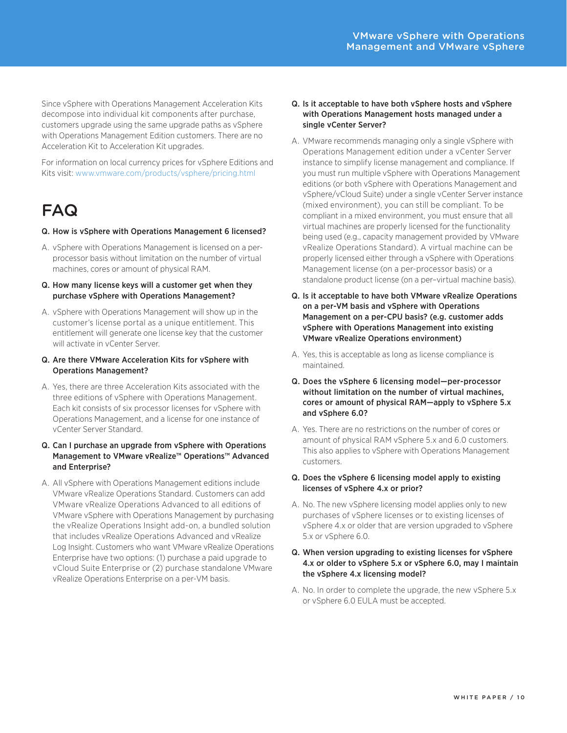Since vSphere with Operations Management Acceleration Kits decompose into individual kit components after purchase, customers upgrade using the same upgrade paths as vSphere with Operations Management Edition customers. There are no Acceleration Kit to Acceleration Kit upgrades.

For information on local currency prices for vSphere Editions and Kits visit: www.vmware.com/products/vsphere/pricing.html

## FAQ

**Q. How is vSphere with Operations Management 6 licensed?**

A. vSphere with Operations Management is licensed on a per-processor basis without limitation on the number of virtual machines, cores or amount of physical RAM.

**Q. How many license keys will a customer get when they purchase vSphere with Operations Management?**

A. vSphere with Operations Management will show up in the customer's license portal as a unique entitlement. This entitlement will generate one license key that the customer will activate in vCenter Server.

**Q. Are there VMware Acceleration Kits for vSphere with Operations Management?**

A. Yes, there are three Acceleration Kits associated with the three editions of vSphere with Operations Management. Each kit consists of six processor licenses for vSphere with Operations Management, and a license for one instance of vCenter Server Standard.

**Q. Can I purchase an upgrade from vSphere with Operations Management to VMware vRealize™ Operations™ Advanced and Enterprise?**

A. All vSphere with Operations Management editions include VMware vRealize Operations Standard. Customers can add VMware vRealize Operations Advanced to all editions of VMware vSphere with Operations Management by purchasing the vRealize Operations Insight add-on, a bundled solution that includes vRealize Operations Advanced and vRealize Log Insight. Customers who want VMware vRealize Operations Enterprise have two options: (1) purchase a paid upgrade to vCloud Suite Enterprise or (2) purchase standalone VMware vRealize Operations Enterprise on a per-VM basis.

**Q. Is it acceptable to have both vSphere hosts and vSphere with Operations Management hosts managed under a single vCenter Server?**

A. VMware recommends managing only a single vSphere with Operations Management edition under a vCenter Server instance to simplify license management and compliance. If you must run multiple vSphere with Operations Management editions (or both vSphere with Operations Management and vSphere/vCloud Suite) under a single vCenter Server instance (mixed environment), you can still be compliant. To be compliant in a mixed environment, you must ensure that all virtual machines are properly licensed for the functionality being used (e.g., capacity management provided by VMware vRealize Operations Standard). A virtual machine can be properly licensed either through a vSphere with Operations Management license (on a per-processor basis) or a standalone product license (on a per–virtual machine basis).

**Q. Is it acceptable to have both VMware vRealize Operations on a per-VM basis and vSphere with Operations Management on a per-CPU basis? (e.g. customer adds vSphere with Operations Management into existing VMware vRealize Operations environment)**

A. Yes, this is acceptable as long as license compliance is maintained.

**Q. Does the vSphere 6 licensing model—per-processor without limitation on the number of virtual machines, cores or amount of physical RAM—apply to vSphere 5.x and vSphere 6.0?**

A. Yes. There are no restrictions on the number of cores or amount of physical RAM vSphere 5.x and 6.0 customers. This also applies to vSphere with Operations Management customers.

**Q. Does the vSphere 6 licensing model apply to existing licenses of vSphere 4.x or prior?**

A. No. The new vSphere licensing model applies only to new purchases of vSphere licenses or to existing licenses of vSphere 4.x or older that are version upgraded to vSphere 5.x or vSphere 6.0.

**Q. When version upgrading to existing licenses for vSphere 4.x or older to vSphere 5.x or vSphere 6.0, may I maintain the vSphere 4.x licensing model?**

A. No. In order to complete the upgrade, the new vSphere 5.x or vSphere 6.0 EULA must be accepted.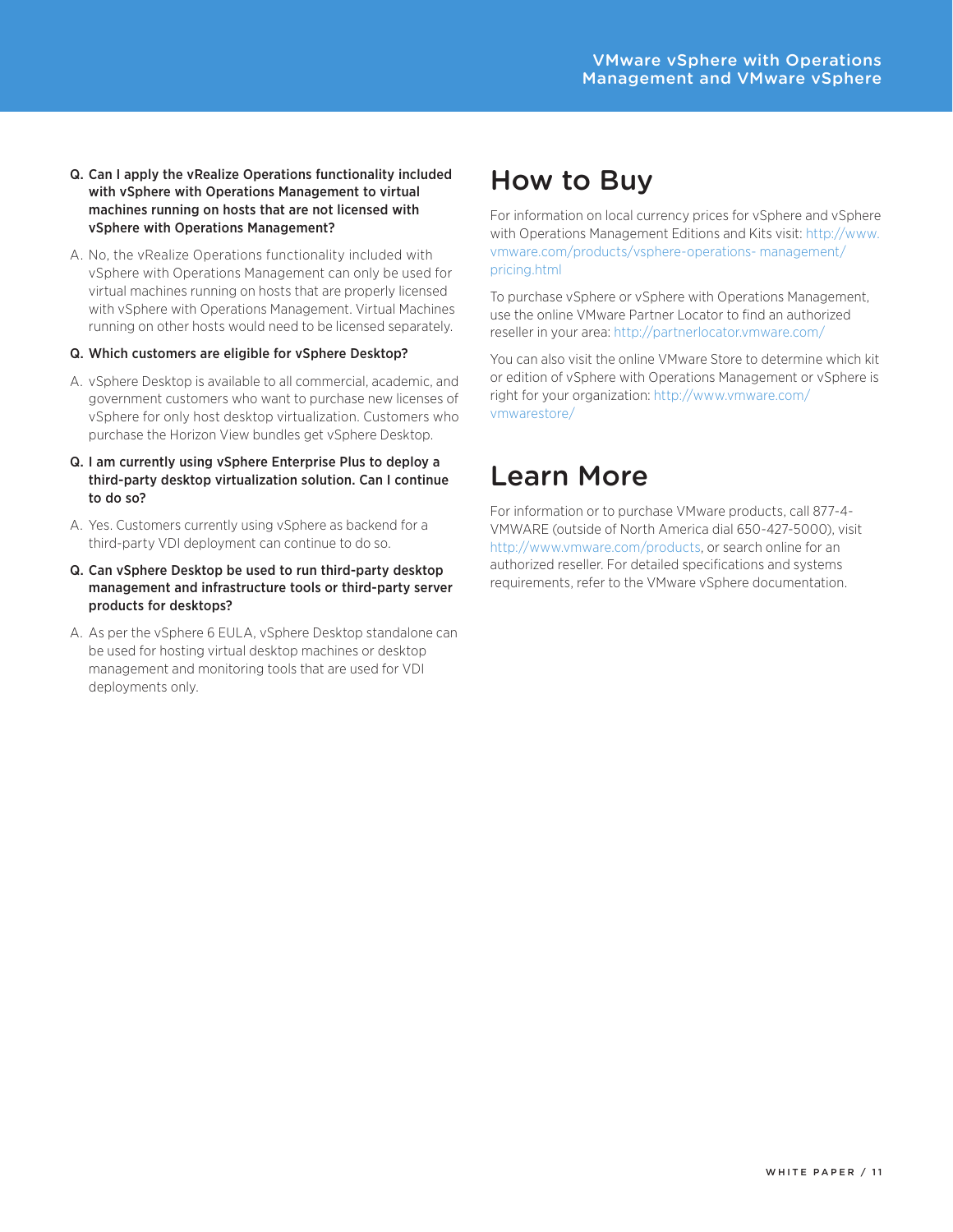**Q. Can I apply the vRealize Operations functionality included with vSphere with Operations Management to virtual machines running on hosts that are not licensed with vSphere with Operations Management?**

A. No, the vRealize Operations functionality included with vSphere with Operations Management can only be used for virtual machines running on hosts that are properly licensed with vSphere with Operations Management. Virtual Machines running on other hosts would need to be licensed separately.

**Q. Which customers are eligible for vSphere Desktop?**

A. vSphere Desktop is available to all commercial, academic, and government customers who want to purchase new licenses of vSphere for only host desktop virtualization. Customers who purchase the Horizon View bundles get vSphere Desktop.

**Q. I am currently using vSphere Enterprise Plus to deploy a third-party desktop virtualization solution. Can I continue to do so?**

A. Yes. Customers currently using vSphere as backend for a third-party VDI deployment can continue to do so.

**Q. Can vSphere Desktop be used to run third-party desktop management and infrastructure tools or third-party server products for desktops?**

A. As per the vSphere 6 EULA, vSphere Desktop standalone can be used for hosting virtual desktop machines or desktop management and monitoring tools that are used for VDI deployments only.

# How to Buy

For information on local currency prices for vSphere and vSphere with Operations Management Editions and Kits visit: http://www.vmware.com/products/vsphere-operations- management/pricing.html

To purchase vSphere or vSphere with Operations Management, use the online VMware Partner Locator to find an authorized reseller in your area: http://partnerlocator.vmware.com/

You can also visit the online VMware Store to determine which kit or edition of vSphere with Operations Management or vSphere is right for your organization: http://www.vmware.com/vmwarestore/

# Learn More

For information or to purchase VMware products, call 877-4-VMWARE (outside of North America dial 650-427-5000), visit http://www.vmware.com/products, or search online for an authorized reseller. For detailed specifications and systems requirements, refer to the VMware vSphere documentation.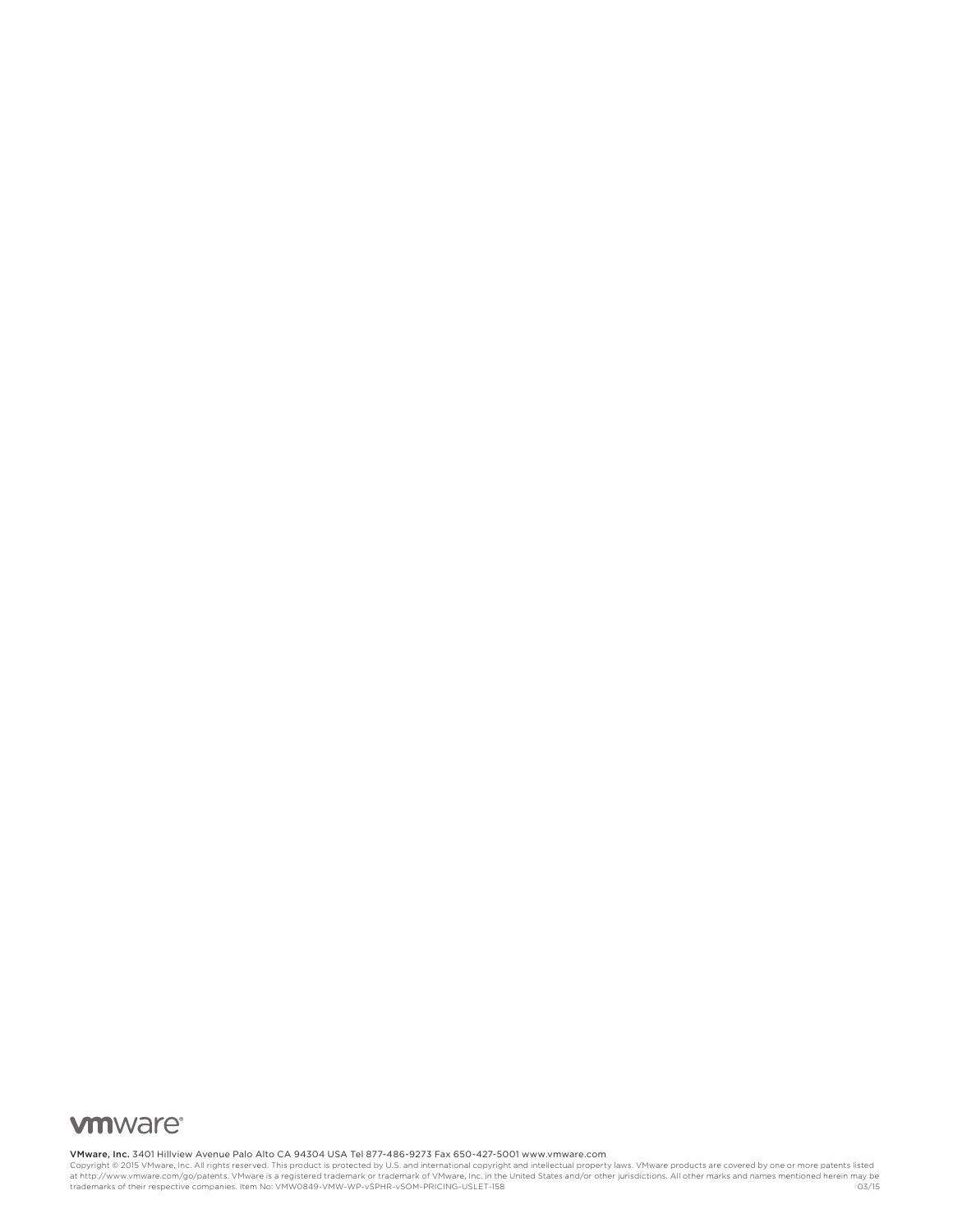**VMware, Inc.** 3401 Hillview Avenue Palo Alto CA 94304 USA Tel 877-486-9273 Fax 650-427-5001 www.vmware.com

Copyright © 2015 VMware, Inc. All rights reserved. This product is protected by U.S. and international copyright and intellectual property laws. VMware products are covered by one or more patents listed at http://www.vmware.com/go/patents. VMware is a registered trademark or trademark of VMware, Inc. in the United States and/or other jurisdictions. All other marks and names mentioned herein may be trademarks of their respective companies. Item No: VMW0849-VMW-WP-vSPHR-vSOM-PRICING-USLET-158 03/15